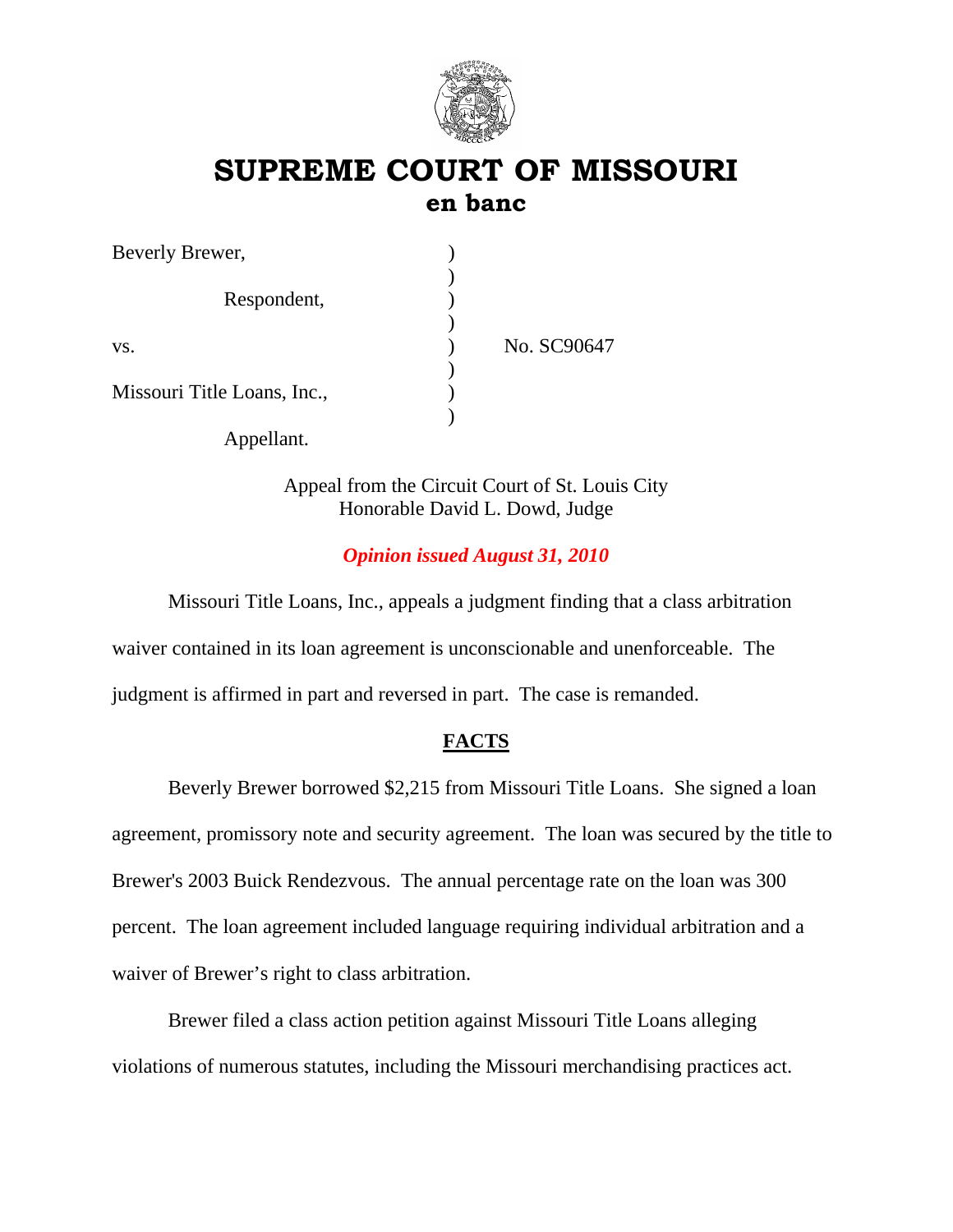# SUPREME COURT OF MISSOURI
## en banc

| | | |
|---|---|---|
| Beverly Brewer, | ) | |
| | ) | |
| Respondent, | ) | |
| | ) | |
| vs. | ) | No. SC90647 |
| | ) | |
| Missouri Title Loans, Inc., | ) | |
| | ) | |
| Appellant. | | |

Appeal from the Circuit Court of St. Louis City
Honorable David L. Dowd, Judge

*Opinion issued August 31, 2010*

Missouri Title Loans, Inc., appeals a judgment finding that a class arbitration waiver contained in its loan agreement is unconscionable and unenforceable. The judgment is affirmed in part and reversed in part. The case is remanded.

## FACTS

Beverly Brewer borrowed $2,215 from Missouri Title Loans. She signed a loan agreement, promissory note and security agreement. The loan was secured by the title to Brewer's 2003 Buick Rendezvous. The annual percentage rate on the loan was 300 percent. The loan agreement included language requiring individual arbitration and a waiver of Brewer's right to class arbitration.

Brewer filed a class action petition against Missouri Title Loans alleging violations of numerous statutes, including the Missouri merchandising practices act.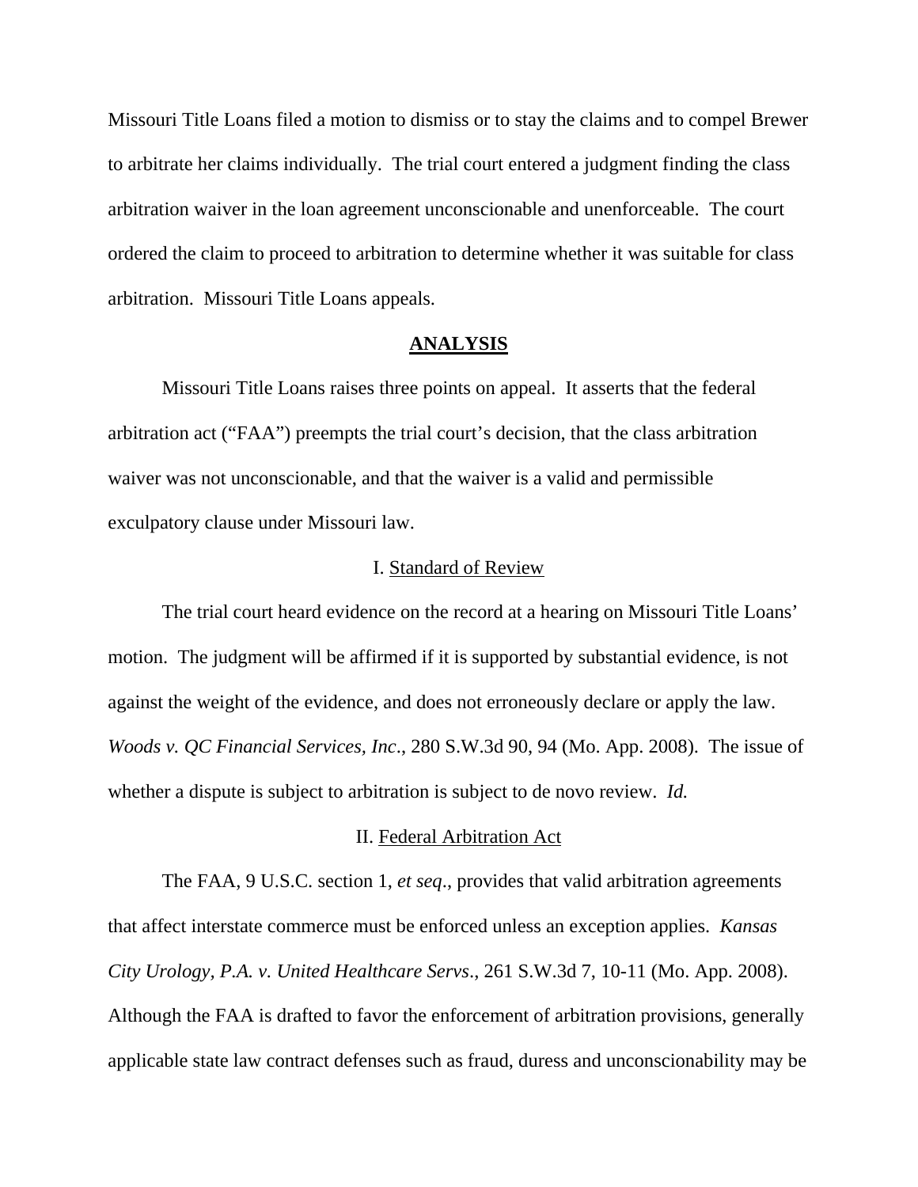Missouri Title Loans filed a motion to dismiss or to stay the claims and to compel Brewer to arbitrate her claims individually. The trial court entered a judgment finding the class arbitration waiver in the loan agreement unconscionable and unenforceable. The court ordered the claim to proceed to arbitration to determine whether it was suitable for class arbitration. Missouri Title Loans appeals.

## ANALYSIS

Missouri Title Loans raises three points on appeal. It asserts that the federal arbitration act ("FAA") preempts the trial court's decision, that the class arbitration waiver was not unconscionable, and that the waiver is a valid and permissible exculpatory clause under Missouri law.

### I. Standard of Review

The trial court heard evidence on the record at a hearing on Missouri Title Loans' motion. The judgment will be affirmed if it is supported by substantial evidence, is not against the weight of the evidence, and does not erroneously declare or apply the law. *Woods v. QC Financial Services, Inc*., 280 S.W.3d 90, 94 (Mo. App. 2008). The issue of whether a dispute is subject to arbitration is subject to de novo review. *Id.*

### II. Federal Arbitration Act

The FAA, 9 U.S.C. section 1, *et seq*., provides that valid arbitration agreements that affect interstate commerce must be enforced unless an exception applies. *Kansas City Urology, P.A. v. United Healthcare Servs*., 261 S.W.3d 7, 10-11 (Mo. App. 2008). Although the FAA is drafted to favor the enforcement of arbitration provisions, generally applicable state law contract defenses such as fraud, duress and unconscionability may be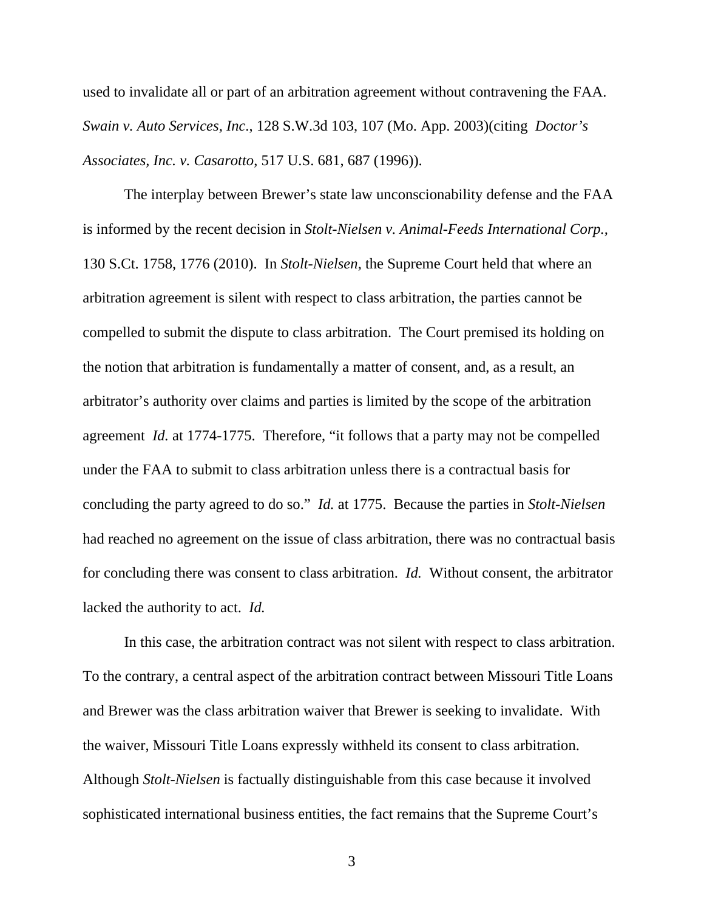used to invalidate all or part of an arbitration agreement without contravening the FAA. *Swain v. Auto Services, Inc*., 128 S.W.3d 103, 107 (Mo. App. 2003)(citing *Doctor's Associates, Inc. v. Casarotto*, 517 U.S. 681, 687 (1996)).

The interplay between Brewer's state law unconscionability defense and the FAA is informed by the recent decision in *Stolt-Nielsen v. Animal-Feeds International Corp.*, 130 S.Ct. 1758, 1776 (2010). In *Stolt-Nielsen*, the Supreme Court held that where an arbitration agreement is silent with respect to class arbitration, the parties cannot be compelled to submit the dispute to class arbitration. The Court premised its holding on the notion that arbitration is fundamentally a matter of consent, and, as a result, an arbitrator's authority over claims and parties is limited by the scope of the arbitration agreement *Id.* at 1774-1775. Therefore, "it follows that a party may not be compelled under the FAA to submit to class arbitration unless there is a contractual basis for concluding the party agreed to do so." *Id.* at 1775. Because the parties in *Stolt-Nielsen* had reached no agreement on the issue of class arbitration, there was no contractual basis for concluding there was consent to class arbitration. *Id.* Without consent, the arbitrator lacked the authority to act. *Id.*

In this case, the arbitration contract was not silent with respect to class arbitration. To the contrary, a central aspect of the arbitration contract between Missouri Title Loans and Brewer was the class arbitration waiver that Brewer is seeking to invalidate. With the waiver, Missouri Title Loans expressly withheld its consent to class arbitration. Although *Stolt-Nielsen* is factually distinguishable from this case because it involved sophisticated international business entities, the fact remains that the Supreme Court's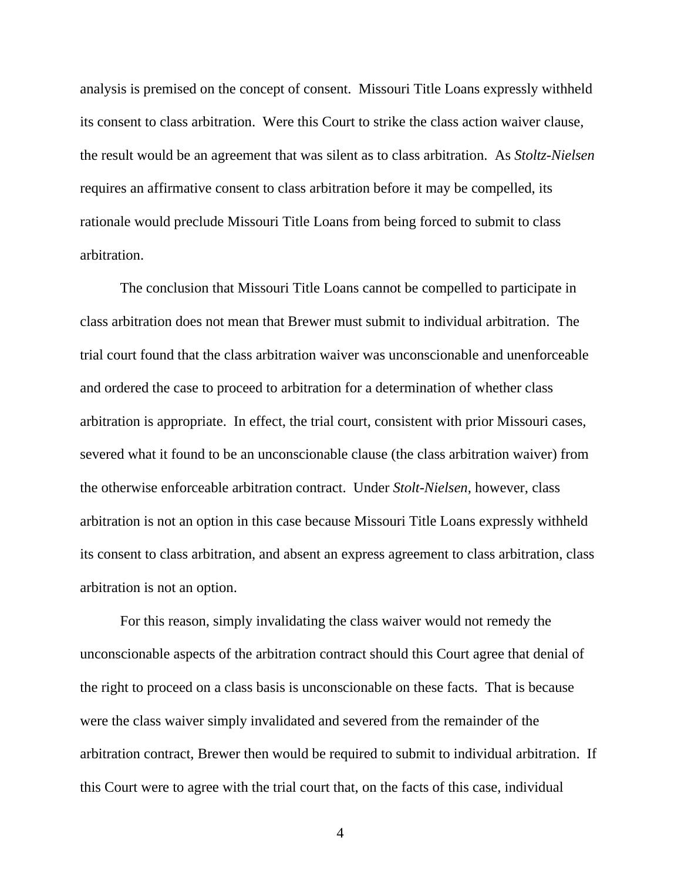analysis is premised on the concept of consent. Missouri Title Loans expressly withheld its consent to class arbitration. Were this Court to strike the class action waiver clause, the result would be an agreement that was silent as to class arbitration. As *Stoltz-Nielsen* requires an affirmative consent to class arbitration before it may be compelled, its rationale would preclude Missouri Title Loans from being forced to submit to class arbitration.

The conclusion that Missouri Title Loans cannot be compelled to participate in class arbitration does not mean that Brewer must submit to individual arbitration. The trial court found that the class arbitration waiver was unconscionable and unenforceable and ordered the case to proceed to arbitration for a determination of whether class arbitration is appropriate. In effect, the trial court, consistent with prior Missouri cases, severed what it found to be an unconscionable clause (the class arbitration waiver) from the otherwise enforceable arbitration contract. Under *Stolt-Nielsen*, however, class arbitration is not an option in this case because Missouri Title Loans expressly withheld its consent to class arbitration, and absent an express agreement to class arbitration, class arbitration is not an option.

For this reason, simply invalidating the class waiver would not remedy the unconscionable aspects of the arbitration contract should this Court agree that denial of the right to proceed on a class basis is unconscionable on these facts. That is because were the class waiver simply invalidated and severed from the remainder of the arbitration contract, Brewer then would be required to submit to individual arbitration. If this Court were to agree with the trial court that, on the facts of this case, individual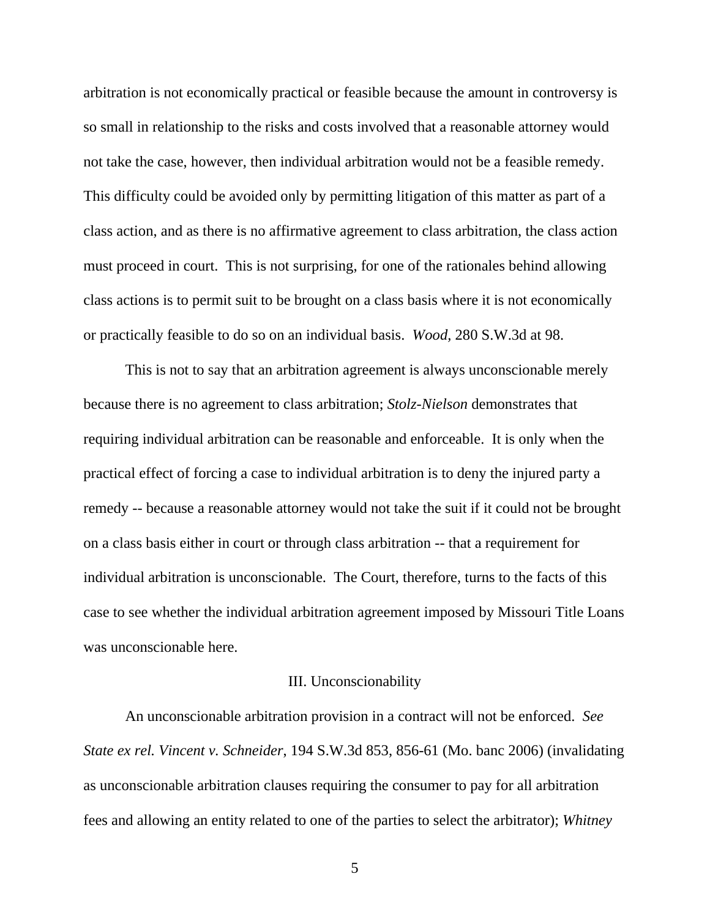arbitration is not economically practical or feasible because the amount in controversy is so small in relationship to the risks and costs involved that a reasonable attorney would not take the case, however, then individual arbitration would not be a feasible remedy. This difficulty could be avoided only by permitting litigation of this matter as part of a class action, and as there is no affirmative agreement to class arbitration, the class action must proceed in court. This is not surprising, for one of the rationales behind allowing class actions is to permit suit to be brought on a class basis where it is not economically or practically feasible to do so on an individual basis. *Wood*, 280 S.W.3d at 98.

This is not to say that an arbitration agreement is always unconscionable merely because there is no agreement to class arbitration; *Stolz-Nielson* demonstrates that requiring individual arbitration can be reasonable and enforceable. It is only when the practical effect of forcing a case to individual arbitration is to deny the injured party a remedy -- because a reasonable attorney would not take the suit if it could not be brought on a class basis either in court or through class arbitration -- that a requirement for individual arbitration is unconscionable. The Court, therefore, turns to the facts of this case to see whether the individual arbitration agreement imposed by Missouri Title Loans was unconscionable here.

## III. Unconscionability

An unconscionable arbitration provision in a contract will not be enforced. *See State ex rel. Vincent v. Schneider*, 194 S.W.3d 853, 856-61 (Mo. banc 2006) (invalidating as unconscionable arbitration clauses requiring the consumer to pay for all arbitration fees and allowing an entity related to one of the parties to select the arbitrator); *Whitney*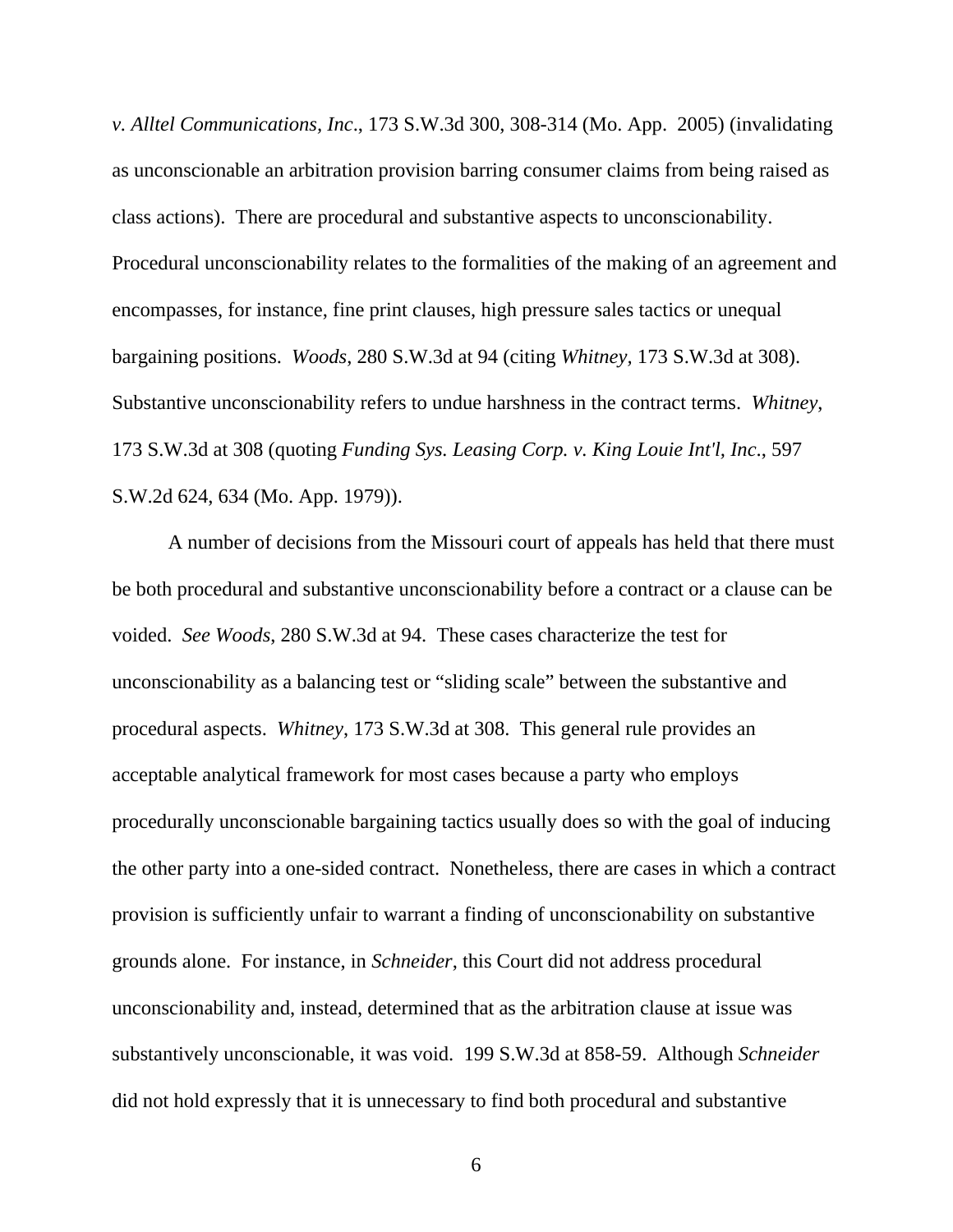*v. Alltel Communications, Inc*., 173 S.W.3d 300, 308-314 (Mo. App. 2005) (invalidating as unconscionable an arbitration provision barring consumer claims from being raised as class actions). There are procedural and substantive aspects to unconscionability. Procedural unconscionability relates to the formalities of the making of an agreement and encompasses, for instance, fine print clauses, high pressure sales tactics or unequal bargaining positions. *Woods*, 280 S.W.3d at 94 (citing *Whitney*, 173 S.W.3d at 308). Substantive unconscionability refers to undue harshness in the contract terms. *Whitney*, 173 S.W.3d at 308 (quoting *Funding Sys. Leasing Corp. v. King Louie Int'l, Inc*., 597 S.W.2d 624, 634 (Mo. App. 1979)).

A number of decisions from the Missouri court of appeals has held that there must be both procedural and substantive unconscionability before a contract or a clause can be voided. *See Woods*, 280 S.W.3d at 94. These cases characterize the test for unconscionability as a balancing test or "sliding scale" between the substantive and procedural aspects. *Whitney*, 173 S.W.3d at 308. This general rule provides an acceptable analytical framework for most cases because a party who employs procedurally unconscionable bargaining tactics usually does so with the goal of inducing the other party into a one-sided contract. Nonetheless, there are cases in which a contract provision is sufficiently unfair to warrant a finding of unconscionability on substantive grounds alone. For instance, in *Schneider*, this Court did not address procedural unconscionability and, instead, determined that as the arbitration clause at issue was substantively unconscionable, it was void. 199 S.W.3d at 858-59. Although *Schneider* did not hold expressly that it is unnecessary to find both procedural and substantive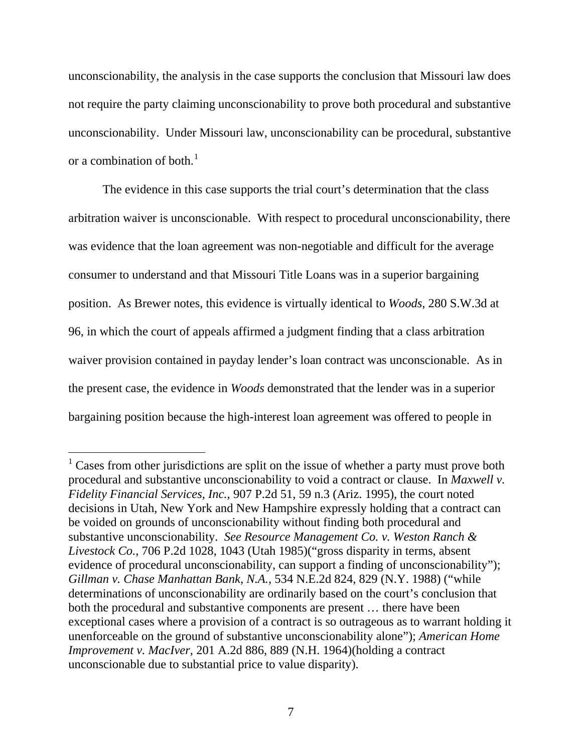unconscionability, the analysis in the case supports the conclusion that Missouri law does not require the party claiming unconscionability to prove both procedural and substantive unconscionability. Under Missouri law, unconscionability can be procedural, substantive or a combination of both.[1]

The evidence in this case supports the trial court's determination that the class arbitration waiver is unconscionable. With respect to procedural unconscionability, there was evidence that the loan agreement was non-negotiable and difficult for the average consumer to understand and that Missouri Title Loans was in a superior bargaining position. As Brewer notes, this evidence is virtually identical to *Woods*, 280 S.W.3d at 96, in which the court of appeals affirmed a judgment finding that a class arbitration waiver provision contained in payday lender's loan contract was unconscionable. As in the present case, the evidence in *Woods* demonstrated that the lender was in a superior bargaining position because the high-interest loan agreement was offered to people in

---

[1] Cases from other jurisdictions are split on the issue of whether a party must prove both procedural and substantive unconscionability to void a contract or clause. In *Maxwell v. Fidelity Financial Services, Inc.*, 907 P.2d 51, 59 n.3 (Ariz. 1995), the court noted decisions in Utah, New York and New Hampshire expressly holding that a contract can be voided on grounds of unconscionability without finding both procedural and substantive unconscionability. *See Resource Management Co. v. Weston Ranch & Livestock Co.*, 706 P.2d 1028, 1043 (Utah 1985)("gross disparity in terms, absent evidence of procedural unconscionability, can support a finding of unconscionability"); *Gillman v. Chase Manhattan Bank, N.A.*, 534 N.E.2d 824, 829 (N.Y. 1988) ("while determinations of unconscionability are ordinarily based on the court's conclusion that both the procedural and substantive components are present … there have been exceptional cases where a provision of a contract is so outrageous as to warrant holding it unenforceable on the ground of substantive unconscionability alone"); *American Home Improvement v. MacIver*, 201 A.2d 886, 889 (N.H. 1964)(holding a contract unconscionable due to substantial price to value disparity).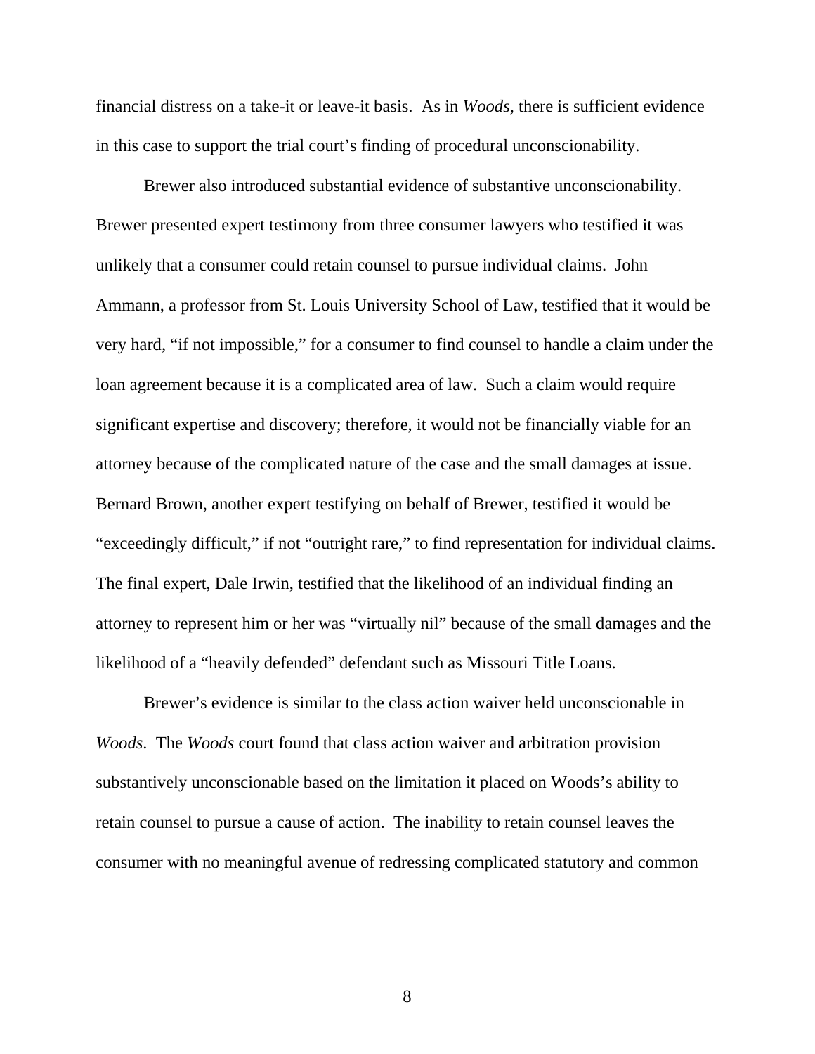financial distress on a take-it or leave-it basis. As in *Woods*, there is sufficient evidence in this case to support the trial court's finding of procedural unconscionability.

Brewer also introduced substantial evidence of substantive unconscionability. Brewer presented expert testimony from three consumer lawyers who testified it was unlikely that a consumer could retain counsel to pursue individual claims. John Ammann, a professor from St. Louis University School of Law, testified that it would be very hard, "if not impossible," for a consumer to find counsel to handle a claim under the loan agreement because it is a complicated area of law. Such a claim would require significant expertise and discovery; therefore, it would not be financially viable for an attorney because of the complicated nature of the case and the small damages at issue. Bernard Brown, another expert testifying on behalf of Brewer, testified it would be "exceedingly difficult," if not "outright rare," to find representation for individual claims. The final expert, Dale Irwin, testified that the likelihood of an individual finding an attorney to represent him or her was "virtually nil" because of the small damages and the likelihood of a "heavily defended" defendant such as Missouri Title Loans.

Brewer's evidence is similar to the class action waiver held unconscionable in *Woods*. The *Woods* court found that class action waiver and arbitration provision substantively unconscionable based on the limitation it placed on Woods's ability to retain counsel to pursue a cause of action. The inability to retain counsel leaves the consumer with no meaningful avenue of redressing complicated statutory and common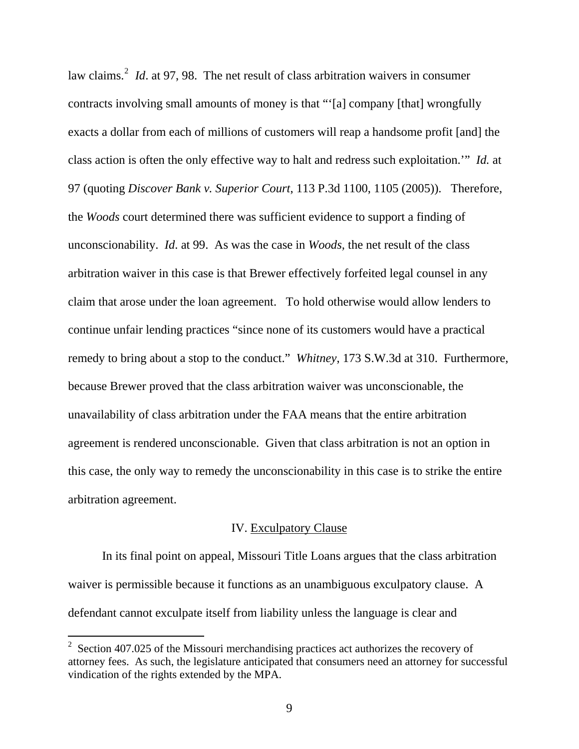law claims.[2] *Id*. at 97, 98. The net result of class arbitration waivers in consumer contracts involving small amounts of money is that "'[a] company [that] wrongfully exacts a dollar from each of millions of customers will reap a handsome profit [and] the class action is often the only effective way to halt and redress such exploitation.'" *Id.* at 97 (quoting *Discover Bank v. Superior Court*, 113 P.3d 1100, 1105 (2005)). Therefore, the *Woods* court determined there was sufficient evidence to support a finding of unconscionability. *Id*. at 99. As was the case in *Woods*, the net result of the class arbitration waiver in this case is that Brewer effectively forfeited legal counsel in any claim that arose under the loan agreement. To hold otherwise would allow lenders to continue unfair lending practices "since none of its customers would have a practical remedy to bring about a stop to the conduct." *Whitney*, 173 S.W.3d at 310. Furthermore, because Brewer proved that the class arbitration waiver was unconscionable, the unavailability of class arbitration under the FAA means that the entire arbitration agreement is rendered unconscionable. Given that class arbitration is not an option in this case, the only way to remedy the unconscionability in this case is to strike the entire arbitration agreement.

## IV. Exculpatory Clause

In its final point on appeal, Missouri Title Loans argues that the class arbitration waiver is permissible because it functions as an unambiguous exculpatory clause. A defendant cannot exculpate itself from liability unless the language is clear and

---

[2] Section 407.025 of the Missouri merchandising practices act authorizes the recovery of attorney fees. As such, the legislature anticipated that consumers need an attorney for successful vindication of the rights extended by the MPA.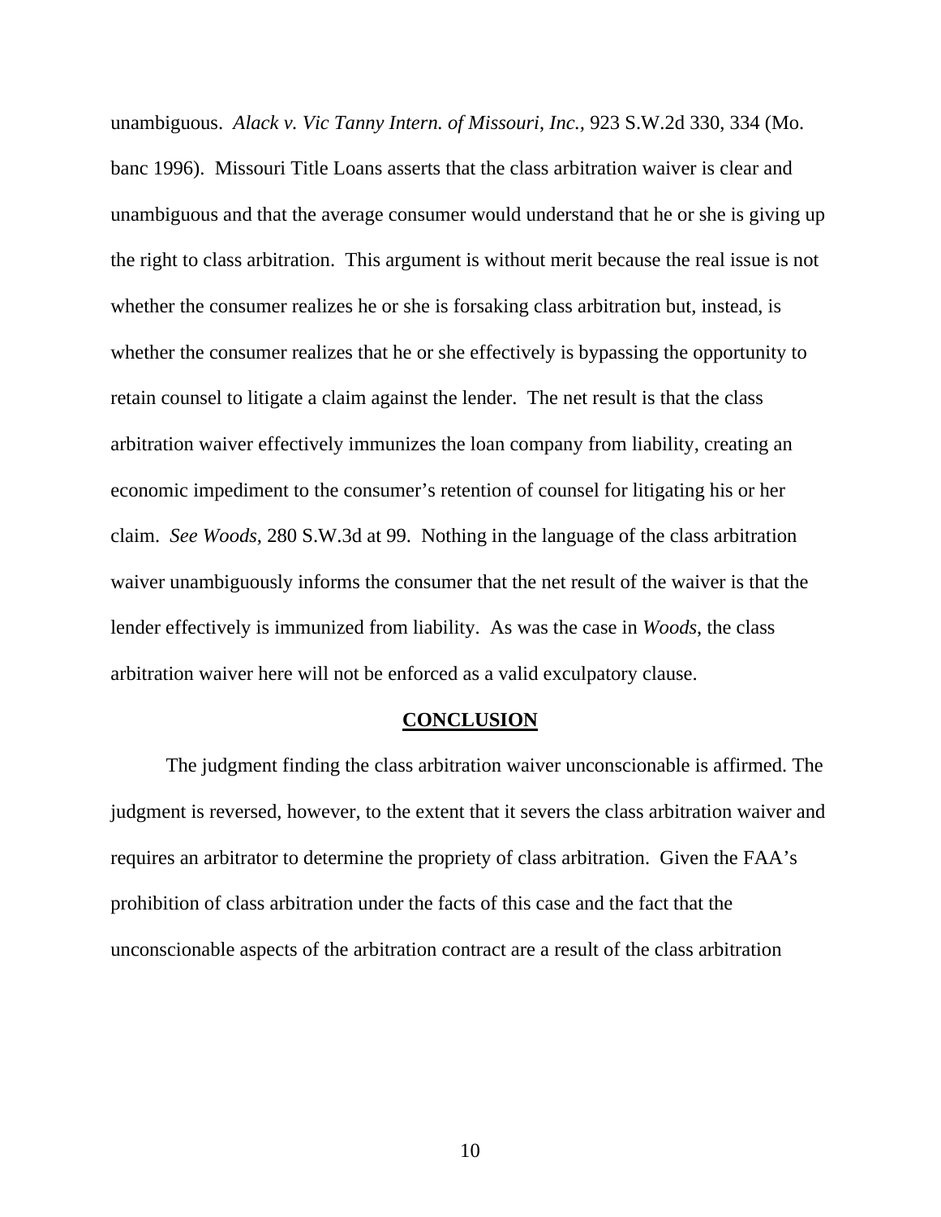unambiguous. *Alack v. Vic Tanny Intern. of Missouri, Inc.*, 923 S.W.2d 330, 334 (Mo. banc 1996). Missouri Title Loans asserts that the class arbitration waiver is clear and unambiguous and that the average consumer would understand that he or she is giving up the right to class arbitration. This argument is without merit because the real issue is not whether the consumer realizes he or she is forsaking class arbitration but, instead, is whether the consumer realizes that he or she effectively is bypassing the opportunity to retain counsel to litigate a claim against the lender. The net result is that the class arbitration waiver effectively immunizes the loan company from liability, creating an economic impediment to the consumer's retention of counsel for litigating his or her claim. *See Woods*, 280 S.W.3d at 99. Nothing in the language of the class arbitration waiver unambiguously informs the consumer that the net result of the waiver is that the lender effectively is immunized from liability. As was the case in *Woods*, the class arbitration waiver here will not be enforced as a valid exculpatory clause.

## CONCLUSION

The judgment finding the class arbitration waiver unconscionable is affirmed. The judgment is reversed, however, to the extent that it severs the class arbitration waiver and requires an arbitrator to determine the propriety of class arbitration. Given the FAA's prohibition of class arbitration under the facts of this case and the fact that the unconscionable aspects of the arbitration contract are a result of the class arbitration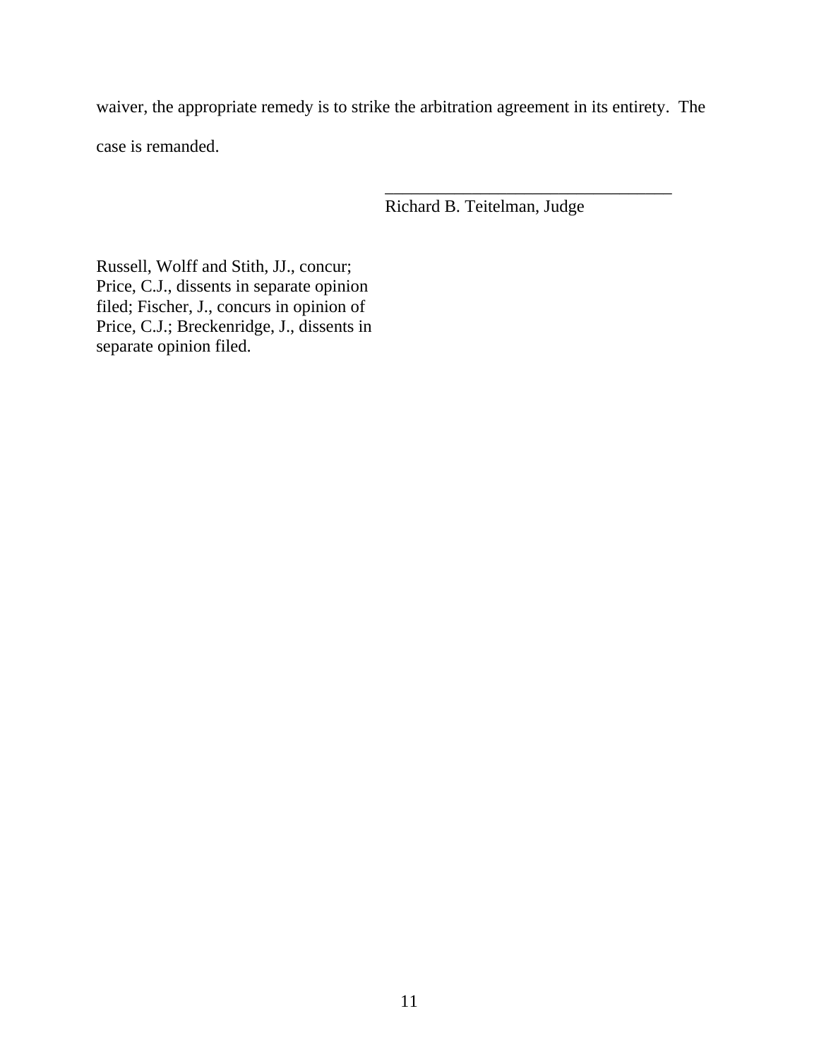waiver, the appropriate remedy is to strike the arbitration agreement in its entirety. The case is remanded.

\_\_\_\_\_\_\_\_\_\_\_\_\_\_\_\_\_\_\_\_\_\_\_\_\_\_\_\_\_\_\_\_\_\_
Richard B. Teitelman, Judge

Russell, Wolff and Stith, JJ., concur; Price, C.J., dissents in separate opinion filed; Fischer, J., concurs in opinion of Price, C.J.; Breckenridge, J., dissents in separate opinion filed.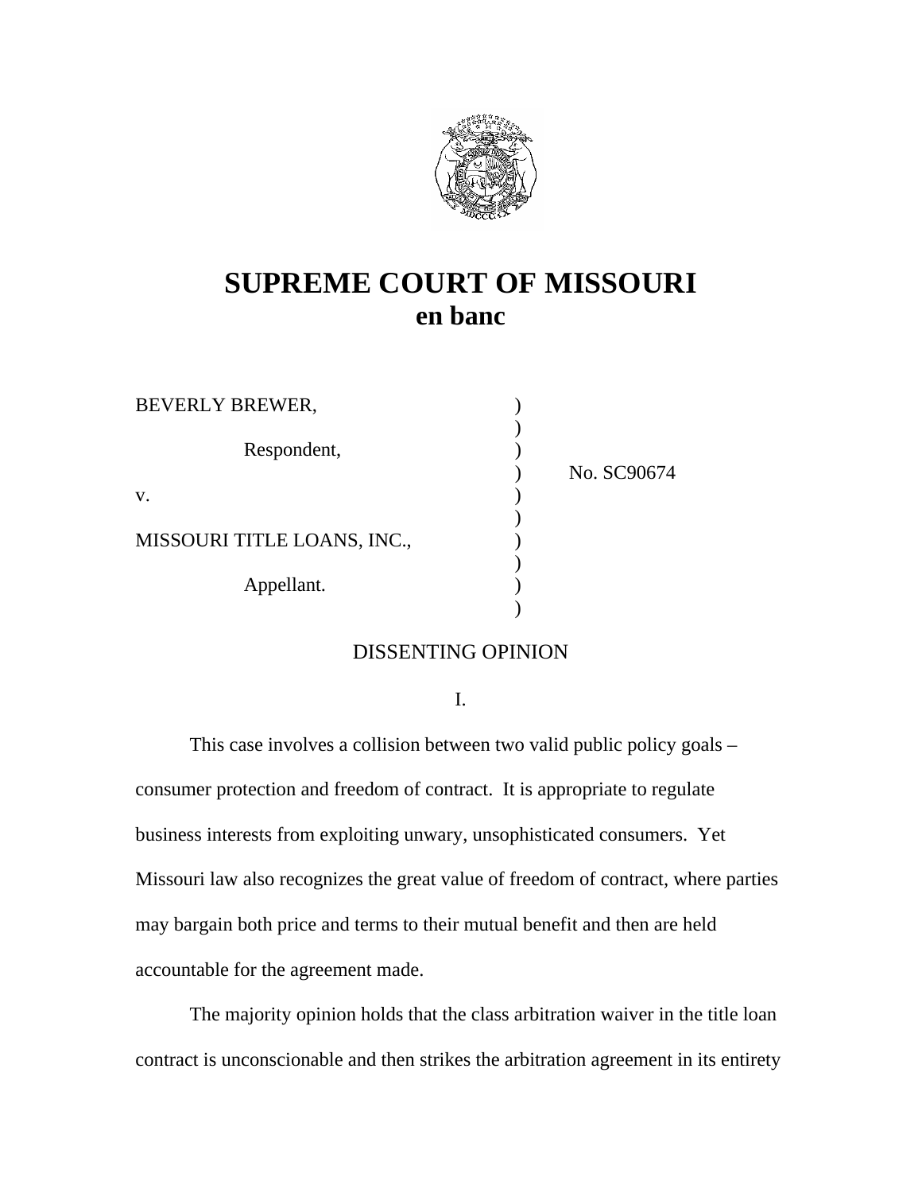# SUPREME COURT OF MISSOURI
## en banc

| | | |
|---|---|---|
| BEVERLY BREWER, | ) | |
| | ) | |
| Respondent, | ) | |
| | ) | No. SC90674 |
| v. | ) | |
| | ) | |
| MISSOURI TITLE LOANS, INC., | ) | |
| | ) | |
| Appellant. | ) | |
| | ) | |

DISSENTING OPINION

I.

This case involves a collision between two valid public policy goals – consumer protection and freedom of contract. It is appropriate to regulate business interests from exploiting unwary, unsophisticated consumers. Yet Missouri law also recognizes the great value of freedom of contract, where parties may bargain both price and terms to their mutual benefit and then are held accountable for the agreement made.

The majority opinion holds that the class arbitration waiver in the title loan contract is unconscionable and then strikes the arbitration agreement in its entirety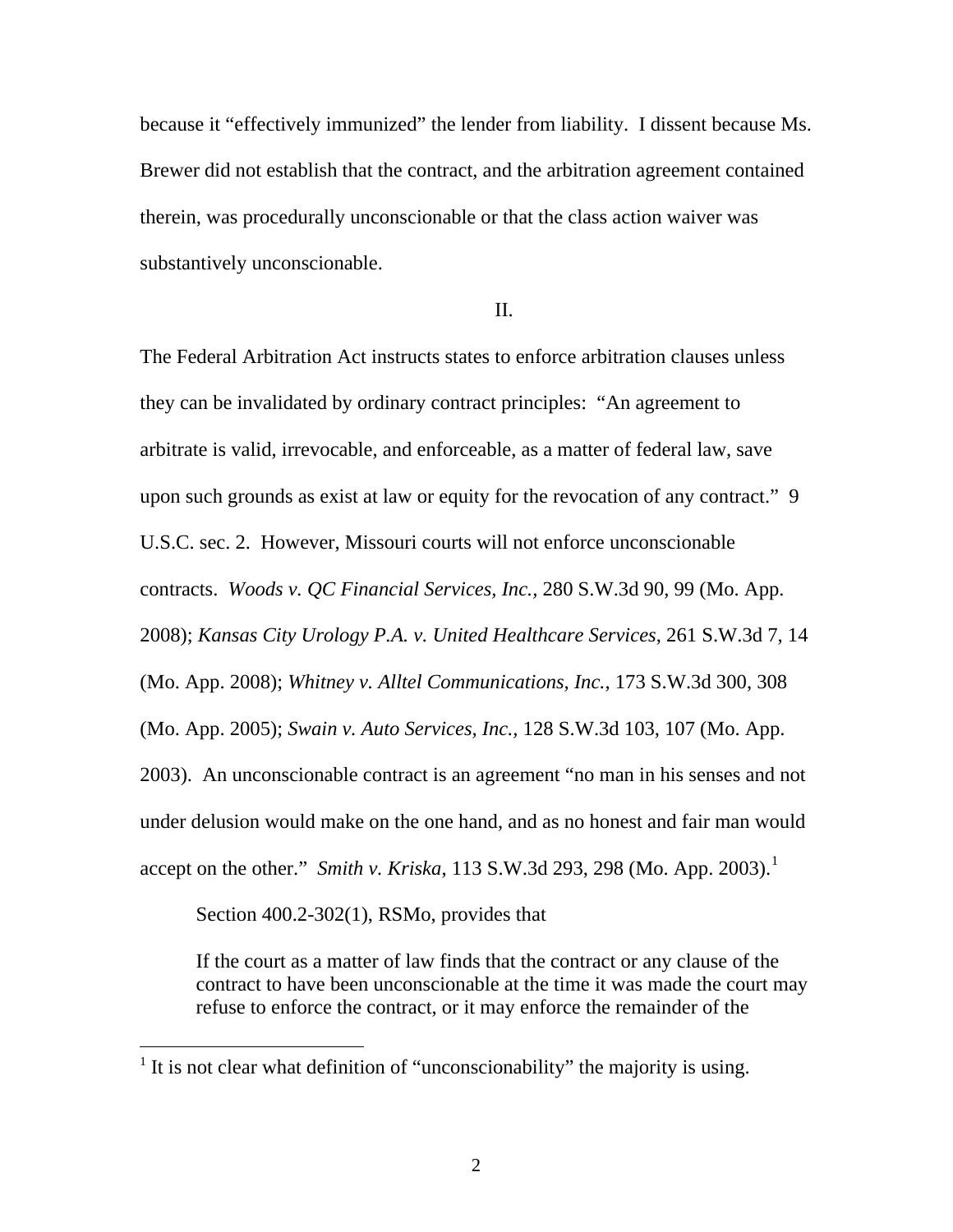because it "effectively immunized" the lender from liability. I dissent because Ms. Brewer did not establish that the contract, and the arbitration agreement contained therein, was procedurally unconscionable or that the class action waiver was substantively unconscionable.

II.

The Federal Arbitration Act instructs states to enforce arbitration clauses unless they can be invalidated by ordinary contract principles: "An agreement to arbitrate is valid, irrevocable, and enforceable, as a matter of federal law, save upon such grounds as exist at law or equity for the revocation of any contract." 9 U.S.C. sec. 2. However, Missouri courts will not enforce unconscionable contracts. *Woods v. QC Financial Services, Inc.*, 280 S.W.3d 90, 99 (Mo. App. 2008); *Kansas City Urology P.A. v. United Healthcare Services*, 261 S.W.3d 7, 14 (Mo. App. 2008); *Whitney v. Alltel Communications, Inc.*, 173 S.W.3d 300, 308 (Mo. App. 2005); *Swain v. Auto Services, Inc.*, 128 S.W.3d 103, 107 (Mo. App. 2003). An unconscionable contract is an agreement "no man in his senses and not under delusion would make on the one hand, and as no honest and fair man would accept on the other." *Smith v. Kriska*, 113 S.W.3d 293, 298 (Mo. App. 2003).[1]

Section 400.2-302(1), RSMo, provides that

> If the court as a matter of law finds that the contract or any clause of the contract to have been unconscionable at the time it was made the court may refuse to enforce the contract, or it may enforce the remainder of the

[1] It is not clear what definition of "unconscionability" the majority is using.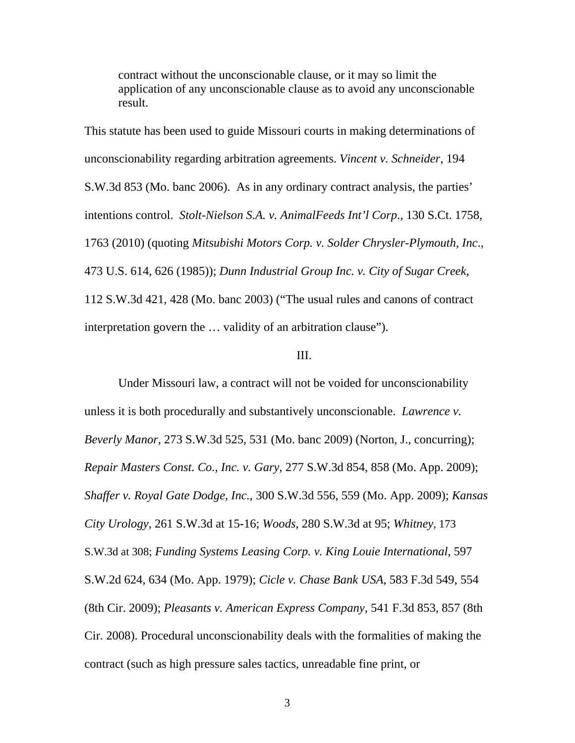> contract without the unconscionable clause, or it may so limit the application of any unconscionable clause as to avoid any unconscionable result.

This statute has been used to guide Missouri courts in making determinations of unconscionability regarding arbitration agreements. *Vincent v. Schneider*, 194 S.W.3d 853 (Mo. banc 2006). As in any ordinary contract analysis, the parties' intentions control. *Stolt-Nielson S.A. v. AnimalFeeds Int'l Corp*., 130 S.Ct. 1758, 1763 (2010) (quoting *Mitsubishi Motors Corp. v. Solder Chrysler-Plymouth, Inc*., 473 U.S. 614, 626 (1985)); *Dunn Industrial Group Inc. v. City of Sugar Creek*, 112 S.W.3d 421, 428 (Mo. banc 2003) ("The usual rules and canons of contract interpretation govern the … validity of an arbitration clause").

III.

Under Missouri law, a contract will not be voided for unconscionability unless it is both procedurally and substantively unconscionable. *Lawrence v. Beverly Manor*, 273 S.W.3d 525, 531 (Mo. banc 2009) (Norton, J., concurring); *Repair Masters Const. Co., Inc. v. Gary*, 277 S.W.3d 854, 858 (Mo. App. 2009); *Shaffer v. Royal Gate Dodge, Inc.*, 300 S.W.3d 556, 559 (Mo. App. 2009); *Kansas City Urology*, 261 S.W.3d at 15-16; *Woods*, 280 S.W.3d at 95; *Whitney*, 173 S.W.3d at 308; *Funding Systems Leasing Corp. v. King Louie International*, 597 S.W.2d 624, 634 (Mo. App. 1979); *Cicle v. Chase Bank USA*, 583 F.3d 549, 554 (8th Cir. 2009); *Pleasants v. American Express Company*, 541 F.3d 853, 857 (8th Cir. 2008). Procedural unconscionability deals with the formalities of making the contract (such as high pressure sales tactics, unreadable fine print, or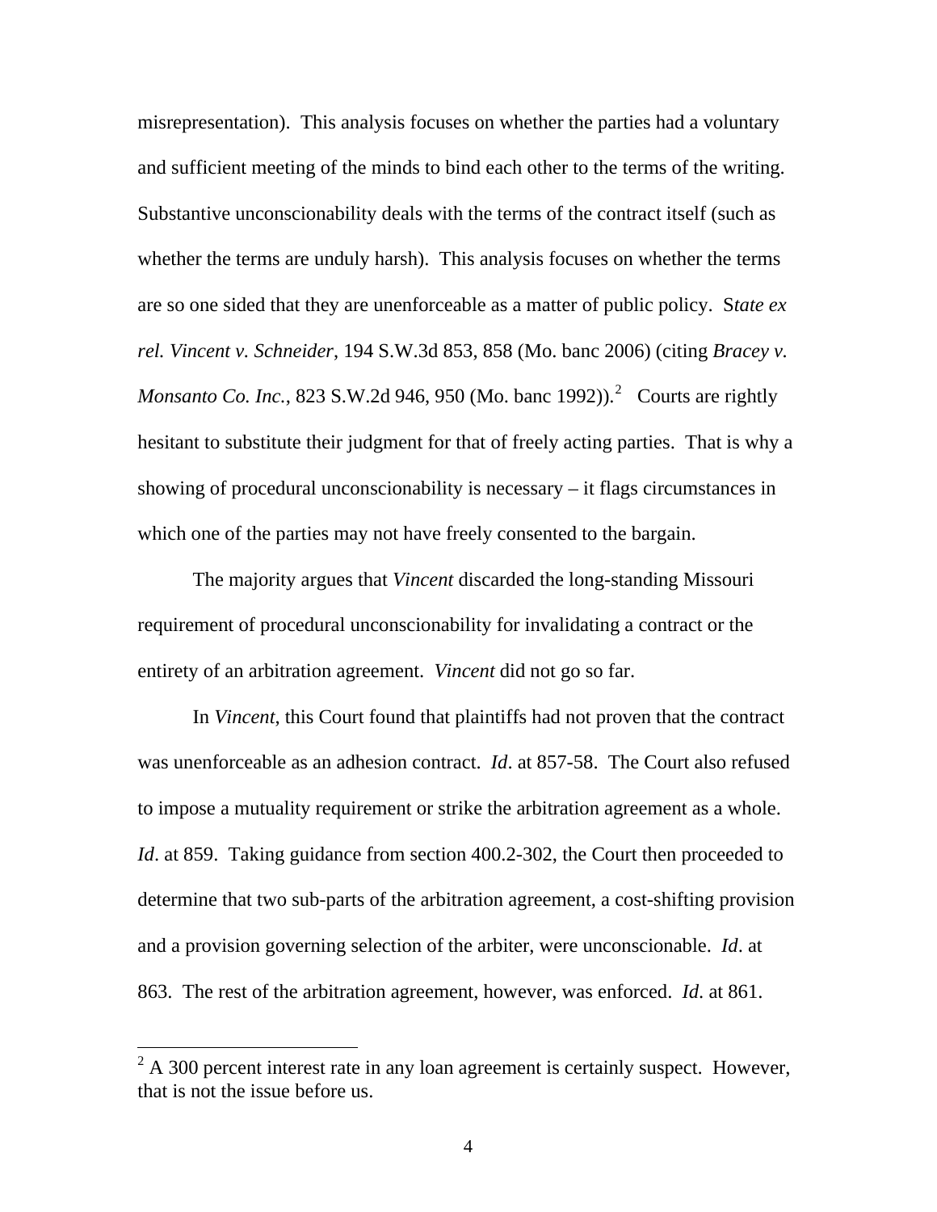misrepresentation). This analysis focuses on whether the parties had a voluntary and sufficient meeting of the minds to bind each other to the terms of the writing. Substantive unconscionability deals with the terms of the contract itself (such as whether the terms are unduly harsh). This analysis focuses on whether the terms are so one sided that they are unenforceable as a matter of public policy. S*tate ex rel. Vincent v. Schneider*, 194 S.W.3d 853, 858 (Mo. banc 2006) (citing *Bracey v. Monsanto Co. Inc.*, 823 S.W.2d 946, 950 (Mo. banc 1992)).[2] Courts are rightly hesitant to substitute their judgment for that of freely acting parties. That is why a showing of procedural unconscionability is necessary – it flags circumstances in which one of the parties may not have freely consented to the bargain.

The majority argues that *Vincent* discarded the long-standing Missouri requirement of procedural unconscionability for invalidating a contract or the entirety of an arbitration agreement. *Vincent* did not go so far.

In *Vincent*, this Court found that plaintiffs had not proven that the contract was unenforceable as an adhesion contract. *Id*. at 857-58. The Court also refused to impose a mutuality requirement or strike the arbitration agreement as a whole. *Id*. at 859. Taking guidance from section 400.2-302, the Court then proceeded to determine that two sub-parts of the arbitration agreement, a cost-shifting provision and a provision governing selection of the arbiter, were unconscionable. *Id*. at 863. The rest of the arbitration agreement, however, was enforced. *Id*. at 861.

---

[2] A 300 percent interest rate in any loan agreement is certainly suspect. However, that is not the issue before us.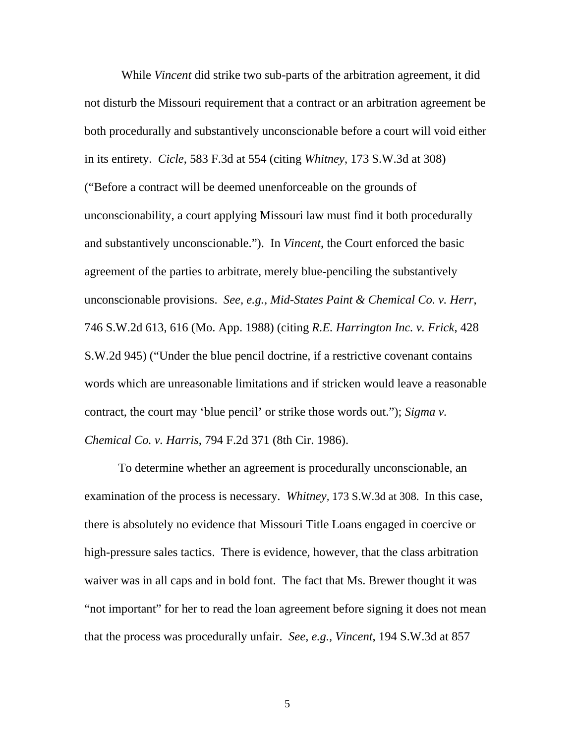While *Vincent* did strike two sub-parts of the arbitration agreement, it did not disturb the Missouri requirement that a contract or an arbitration agreement be both procedurally and substantively unconscionable before a court will void either in its entirety. *Cicle*, 583 F.3d at 554 (citing *Whitney*, 173 S.W.3d at 308) ("Before a contract will be deemed unenforceable on the grounds of unconscionability, a court applying Missouri law must find it both procedurally and substantively unconscionable."). In *Vincent*, the Court enforced the basic agreement of the parties to arbitrate, merely blue-penciling the substantively unconscionable provisions. *See, e.g.*, *Mid-States Paint & Chemical Co. v. Herr*, 746 S.W.2d 613, 616 (Mo. App. 1988) (citing *R.E. Harrington Inc. v. Frick*, 428 S.W.2d 945) ("Under the blue pencil doctrine, if a restrictive covenant contains words which are unreasonable limitations and if stricken would leave a reasonable contract, the court may 'blue pencil' or strike those words out."); *Sigma v. Chemical Co. v. Harris*, 794 F.2d 371 (8th Cir. 1986).

To determine whether an agreement is procedurally unconscionable, an examination of the process is necessary. *Whitney*, 173 S.W.3d at 308. In this case, there is absolutely no evidence that Missouri Title Loans engaged in coercive or high-pressure sales tactics. There is evidence, however, that the class arbitration waiver was in all caps and in bold font. The fact that Ms. Brewer thought it was "not important" for her to read the loan agreement before signing it does not mean that the process was procedurally unfair. *See, e.g., Vincent*, 194 S.W.3d at 857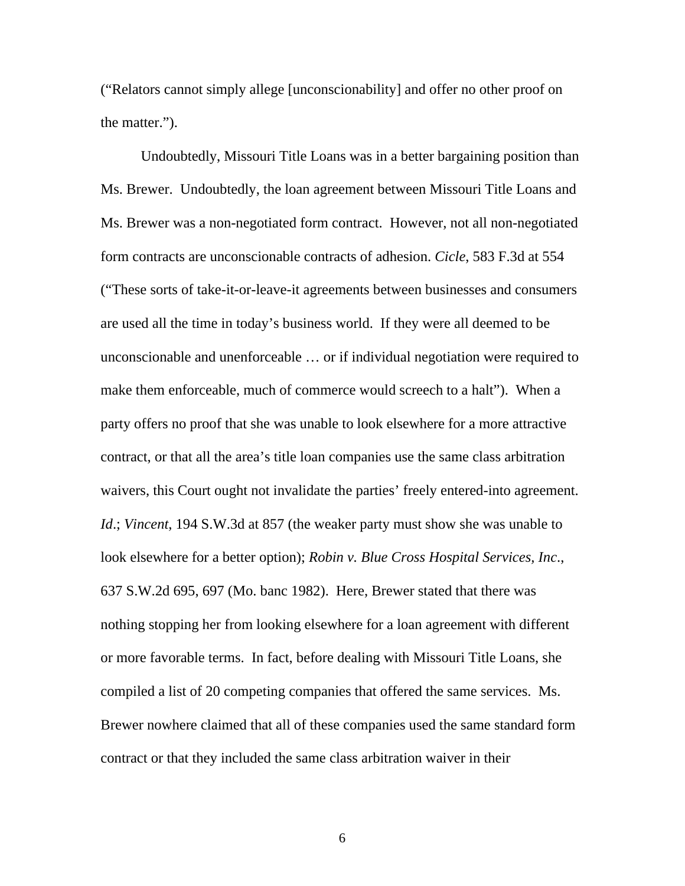(“Relators cannot simply allege [unconscionability] and offer no other proof on the matter.”).

Undoubtedly, Missouri Title Loans was in a better bargaining position than Ms. Brewer. Undoubtedly, the loan agreement between Missouri Title Loans and Ms. Brewer was a non-negotiated form contract. However, not all non-negotiated form contracts are unconscionable contracts of adhesion. *Cicle*, 583 F.3d at 554 (“These sorts of take-it-or-leave-it agreements between businesses and consumers are used all the time in today’s business world. If they were all deemed to be unconscionable and unenforceable … or if individual negotiation were required to make them enforceable, much of commerce would screech to a halt”). When a party offers no proof that she was unable to look elsewhere for a more attractive contract, or that all the area’s title loan companies use the same class arbitration waivers, this Court ought not invalidate the parties’ freely entered-into agreement. *Id*.; *Vincent*, 194 S.W.3d at 857 (the weaker party must show she was unable to look elsewhere for a better option); *Robin v. Blue Cross Hospital Services, Inc*., 637 S.W.2d 695, 697 (Mo. banc 1982). Here, Brewer stated that there was nothing stopping her from looking elsewhere for a loan agreement with different or more favorable terms. In fact, before dealing with Missouri Title Loans, she compiled a list of 20 competing companies that offered the same services. Ms. Brewer nowhere claimed that all of these companies used the same standard form contract or that they included the same class arbitration waiver in their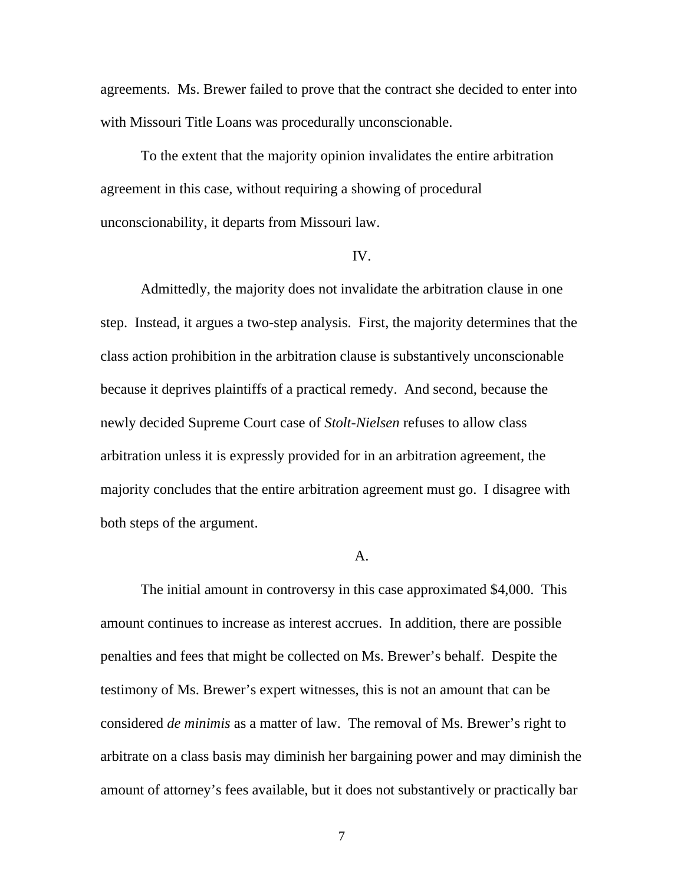agreements. Ms. Brewer failed to prove that the contract she decided to enter into with Missouri Title Loans was procedurally unconscionable.

To the extent that the majority opinion invalidates the entire arbitration agreement in this case, without requiring a showing of procedural unconscionability, it departs from Missouri law.

## IV.

Admittedly, the majority does not invalidate the arbitration clause in one step. Instead, it argues a two-step analysis. First, the majority determines that the class action prohibition in the arbitration clause is substantively unconscionable because it deprives plaintiffs of a practical remedy. And second, because the newly decided Supreme Court case of *Stolt-Nielsen* refuses to allow class arbitration unless it is expressly provided for in an arbitration agreement, the majority concludes that the entire arbitration agreement must go. I disagree with both steps of the argument.

### A.

The initial amount in controversy in this case approximated $4,000. This amount continues to increase as interest accrues. In addition, there are possible penalties and fees that might be collected on Ms. Brewer's behalf. Despite the testimony of Ms. Brewer's expert witnesses, this is not an amount that can be considered *de minimis* as a matter of law. The removal of Ms. Brewer's right to arbitrate on a class basis may diminish her bargaining power and may diminish the amount of attorney's fees available, but it does not substantively or practically bar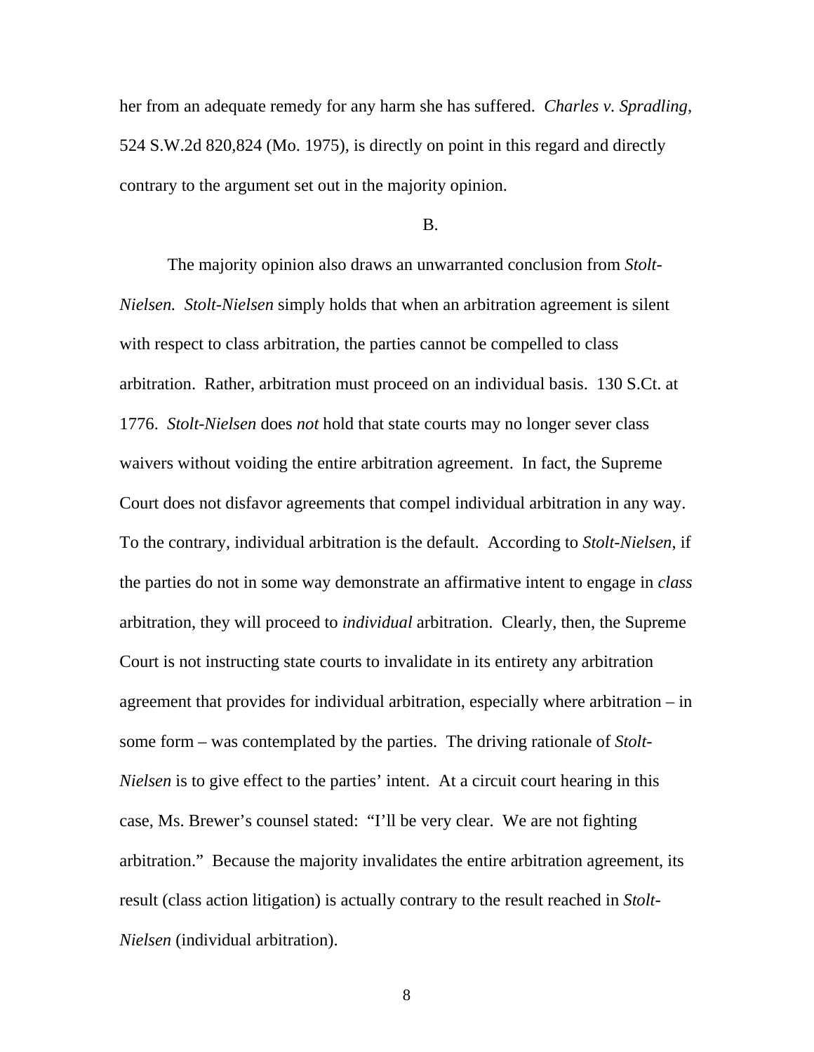her from an adequate remedy for any harm she has suffered. *Charles v. Spradling*, 524 S.W.2d 820,824 (Mo. 1975), is directly on point in this regard and directly contrary to the argument set out in the majority opinion.

B.

The majority opinion also draws an unwarranted conclusion from *Stolt-Nielsen. Stolt-Nielsen* simply holds that when an arbitration agreement is silent with respect to class arbitration, the parties cannot be compelled to class arbitration. Rather, arbitration must proceed on an individual basis. 130 S.Ct. at 1776. *Stolt-Nielsen* does *not* hold that state courts may no longer sever class waivers without voiding the entire arbitration agreement. In fact, the Supreme Court does not disfavor agreements that compel individual arbitration in any way. To the contrary, individual arbitration is the default. According to *Stolt-Nielsen*, if the parties do not in some way demonstrate an affirmative intent to engage in *class* arbitration, they will proceed to *individual* arbitration. Clearly, then, the Supreme Court is not instructing state courts to invalidate in its entirety any arbitration agreement that provides for individual arbitration, especially where arbitration – in some form – was contemplated by the parties. The driving rationale of *Stolt-Nielsen* is to give effect to the parties' intent. At a circuit court hearing in this case, Ms. Brewer's counsel stated: "I'll be very clear. We are not fighting arbitration." Because the majority invalidates the entire arbitration agreement, its result (class action litigation) is actually contrary to the result reached in *Stolt-Nielsen* (individual arbitration).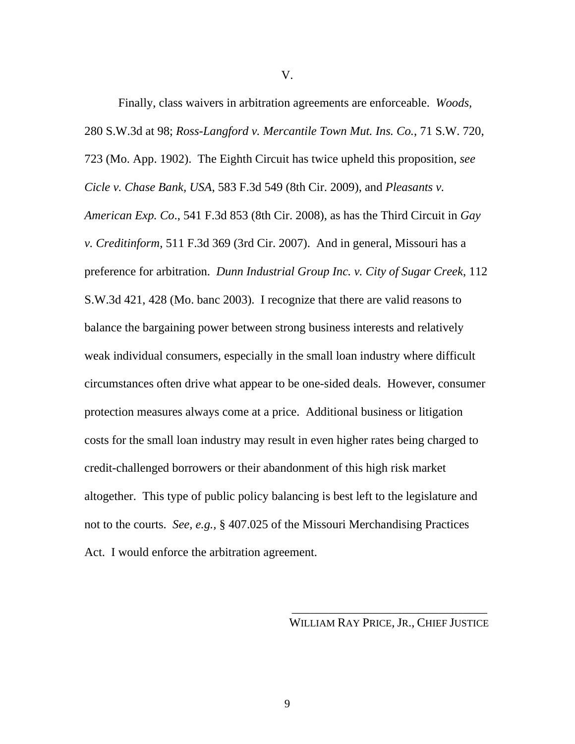V.

Finally, class waivers in arbitration agreements are enforceable. *Woods,* 280 S.W.3d at 98; *Ross-Langford v. Mercantile Town Mut. Ins. Co.*, 71 S.W. 720, 723 (Mo. App. 1902). The Eighth Circuit has twice upheld this proposition, *see Cicle v. Chase Bank, USA*, 583 F.3d 549 (8th Cir. 2009), and *Pleasants v. American Exp. Co*., 541 F.3d 853 (8th Cir. 2008), as has the Third Circuit in *Gay v. Creditinform*, 511 F.3d 369 (3rd Cir. 2007). And in general, Missouri has a preference for arbitration. *Dunn Industrial Group Inc. v. City of Sugar Creek*, 112 S.W.3d 421, 428 (Mo. banc 2003). I recognize that there are valid reasons to balance the bargaining power between strong business interests and relatively weak individual consumers, especially in the small loan industry where difficult circumstances often drive what appear to be one-sided deals. However, consumer protection measures always come at a price. Additional business or litigation costs for the small loan industry may result in even higher rates being charged to credit-challenged borrowers or their abandonment of this high risk market altogether. This type of public policy balancing is best left to the legislature and not to the courts. *See, e.g.*, § 407.025 of the Missouri Merchandising Practices Act. I would enforce the arbitration agreement.

\_\_\_\_\_\_\_\_\_\_\_\_\_\_\_\_\_\_\_\_\_\_\_\_\_\_\_\_\_\_\_\_\_\_

WILLIAM RAY PRICE, JR., CHIEF JUSTICE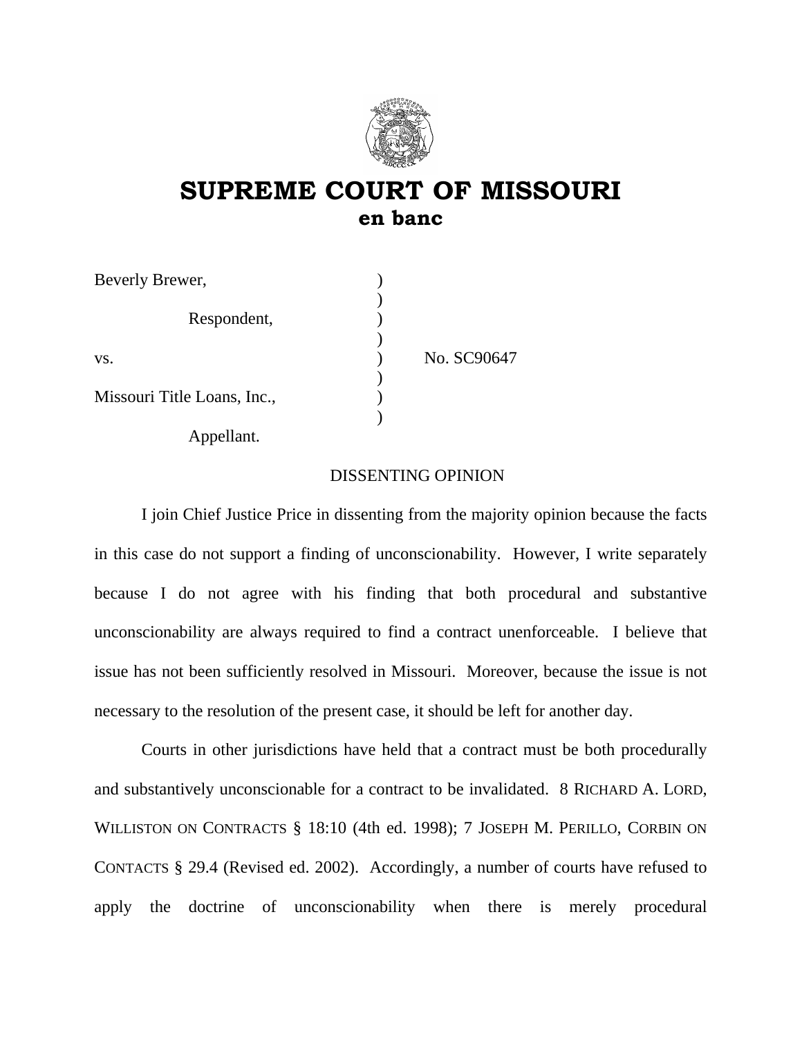# SUPREME COURT OF MISSOURI
## en banc

| | | |
|---|---|---|
| Beverly Brewer, | ) | |
| | ) | |
| Respondent, | ) | |
| | ) | |
| vs. | ) | No. SC90647 |
| | ) | |
| Missouri Title Loans, Inc., | ) | |
| | ) | |
| Appellant. | | |

DISSENTING OPINION

I join Chief Justice Price in dissenting from the majority opinion because the facts in this case do not support a finding of unconscionability. However, I write separately because I do not agree with his finding that both procedural and substantive unconscionability are always required to find a contract unenforceable. I believe that issue has not been sufficiently resolved in Missouri. Moreover, because the issue is not necessary to the resolution of the present case, it should be left for another day.

Courts in other jurisdictions have held that a contract must be both procedurally and substantively unconscionable for a contract to be invalidated. 8 RICHARD A. LORD, WILLISTON ON CONTRACTS § 18:10 (4th ed. 1998); 7 JOSEPH M. PERILLO, CORBIN ON CONTACTS § 29.4 (Revised ed. 2002). Accordingly, a number of courts have refused to apply the doctrine of unconscionability when there is merely procedural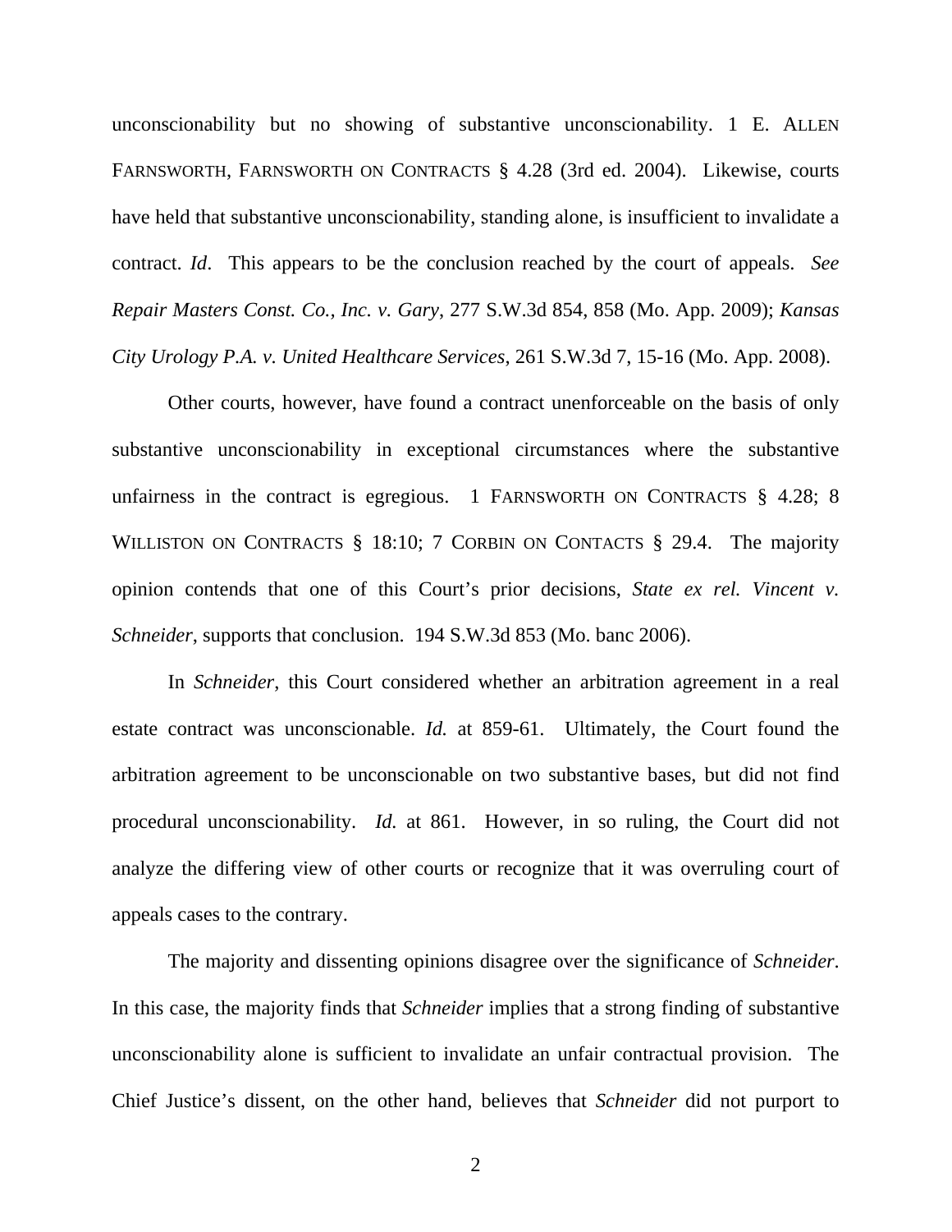unconscionability but no showing of substantive unconscionability. 1 E. ALLEN FARNSWORTH, FARNSWORTH ON CONTRACTS § 4.28 (3rd ed. 2004). Likewise, courts have held that substantive unconscionability, standing alone, is insufficient to invalidate a contract. *Id*. This appears to be the conclusion reached by the court of appeals. *See Repair Masters Const. Co., Inc. v. Gary*, 277 S.W.3d 854, 858 (Mo. App. 2009); *Kansas City Urology P.A. v. United Healthcare Services*, 261 S.W.3d 7, 15-16 (Mo. App. 2008).

Other courts, however, have found a contract unenforceable on the basis of only substantive unconscionability in exceptional circumstances where the substantive unfairness in the contract is egregious. 1 FARNSWORTH ON CONTRACTS § 4.28; 8 WILLISTON ON CONTRACTS § 18:10; 7 CORBIN ON CONTACTS § 29.4. The majority opinion contends that one of this Court's prior decisions, *State ex rel. Vincent v. Schneider*, supports that conclusion. 194 S.W.3d 853 (Mo. banc 2006).

In *Schneider*, this Court considered whether an arbitration agreement in a real estate contract was unconscionable. *Id.* at 859-61. Ultimately, the Court found the arbitration agreement to be unconscionable on two substantive bases, but did not find procedural unconscionability. *Id.* at 861. However, in so ruling, the Court did not analyze the differing view of other courts or recognize that it was overruling court of appeals cases to the contrary.

The majority and dissenting opinions disagree over the significance of *Schneider*. In this case, the majority finds that *Schneider* implies that a strong finding of substantive unconscionability alone is sufficient to invalidate an unfair contractual provision. The Chief Justice's dissent, on the other hand, believes that *Schneider* did not purport to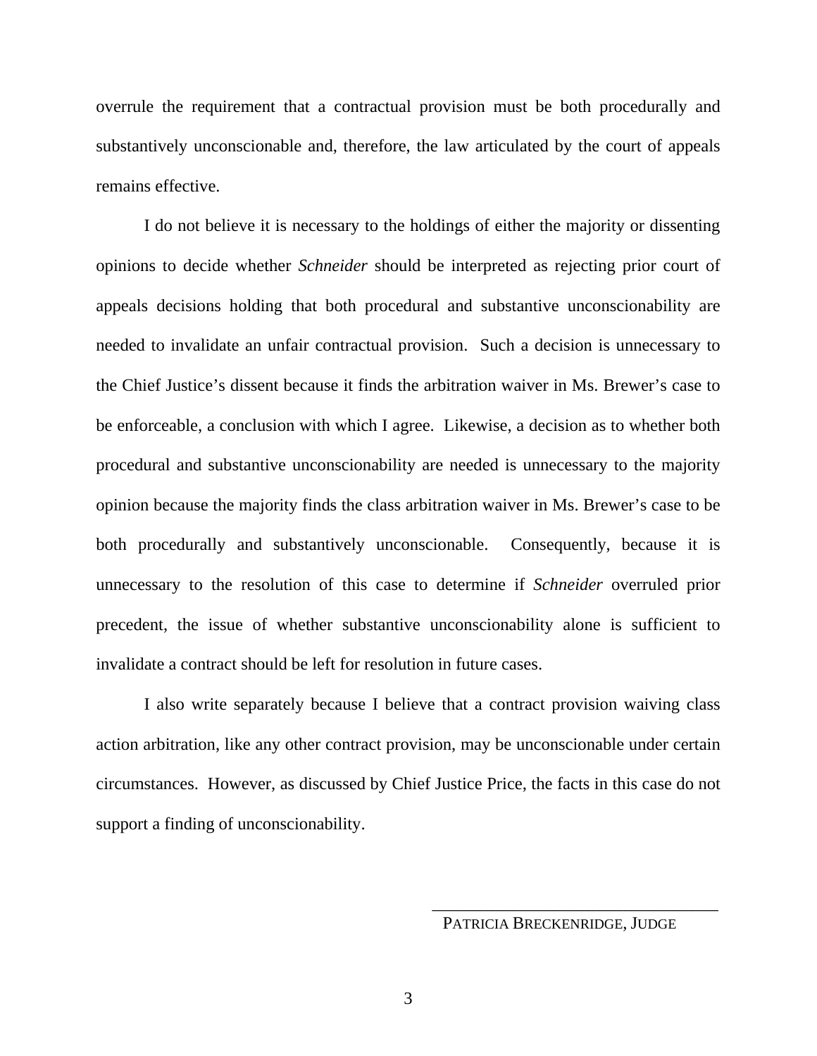overrule the requirement that a contractual provision must be both procedurally and substantively unconscionable and, therefore, the law articulated by the court of appeals remains effective.

I do not believe it is necessary to the holdings of either the majority or dissenting opinions to decide whether *Schneider* should be interpreted as rejecting prior court of appeals decisions holding that both procedural and substantive unconscionability are needed to invalidate an unfair contractual provision. Such a decision is unnecessary to the Chief Justice's dissent because it finds the arbitration waiver in Ms. Brewer's case to be enforceable, a conclusion with which I agree. Likewise, a decision as to whether both procedural and substantive unconscionability are needed is unnecessary to the majority opinion because the majority finds the class arbitration waiver in Ms. Brewer's case to be both procedurally and substantively unconscionable. Consequently, because it is unnecessary to the resolution of this case to determine if *Schneider* overruled prior precedent, the issue of whether substantive unconscionability alone is sufficient to invalidate a contract should be left for resolution in future cases.

I also write separately because I believe that a contract provision waiving class action arbitration, like any other contract provision, may be unconscionable under certain circumstances. However, as discussed by Chief Justice Price, the facts in this case do not support a finding of unconscionability.

\_\_\_\_\_\_\_\_\_\_\_\_\_\_\_\_\_\_\_\_\_\_\_\_\_\_\_\_\_\_\_\_\_\_\_\_

PATRICIA BRECKENRIDGE, JUDGE